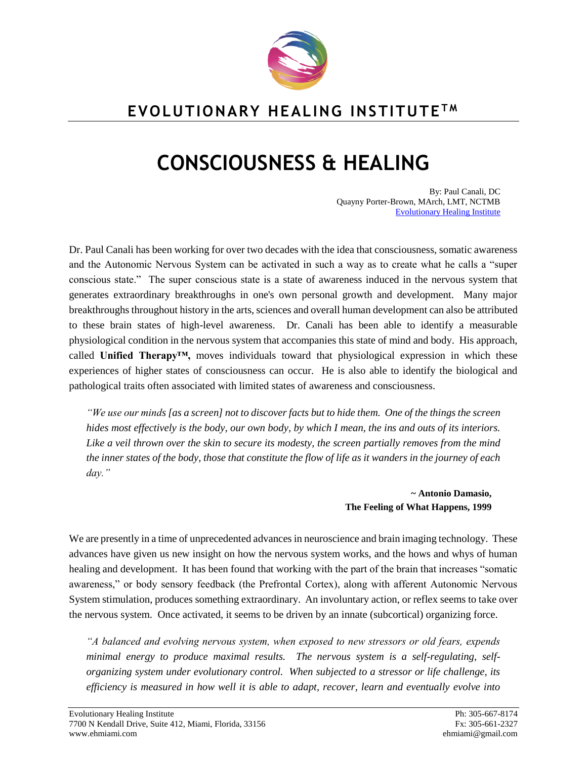# EVOLUTIONARY HEALING INSTITUTE™

# CONSCIOUSNESS & HEALING

By: Paul Canali, DC
Quayny Porter-Brown, MArch, LMT, NCTMB
Evolutionary Healing Institute

Dr. Paul Canali has been working for over two decades with the idea that consciousness, somatic awareness and the Autonomic Nervous System can be activated in such a way as to create what he calls a "super conscious state." The super conscious state is a state of awareness induced in the nervous system that generates extraordinary breakthroughs in one's own personal growth and development. Many major breakthroughs throughout history in the arts, sciences and overall human development can also be attributed to these brain states of high-level awareness. Dr. Canali has been able to identify a measurable physiological condition in the nervous system that accompanies this state of mind and body. His approach, called **Unified Therapy™,** moves individuals toward that physiological expression in which these experiences of higher states of consciousness can occur. He is also able to identify the biological and pathological traits often associated with limited states of awareness and consciousness.

> *"We use our minds [as a screen] not to discover facts but to hide them. One of the things the screen hides most effectively is the body, our own body, by which I mean, the ins and outs of its interiors. Like a veil thrown over the skin to secure its modesty, the screen partially removes from the mind the inner states of the body, those that constitute the flow of life as it wanders in the journey of each day."*
>
> **~ Antonio Damasio,**
> **The Feeling of What Happens, 1999**

We are presently in a time of unprecedented advances in neuroscience and brain imaging technology. These advances have given us new insight on how the nervous system works, and the hows and whys of human healing and development. It has been found that working with the part of the brain that increases "somatic awareness," or body sensory feedback (the Prefrontal Cortex), along with afferent Autonomic Nervous System stimulation, produces something extraordinary. An involuntary action, or reflex seems to take over the nervous system. Once activated, it seems to be driven by an innate (subcortical) organizing force.

> *"A balanced and evolving nervous system, when exposed to new stressors or old fears, expends minimal energy to produce maximal results. The nervous system is a self-regulating, self-organizing system under evolutionary control. When subjected to a stressor or life challenge, its efficiency is measured in how well it is able to adapt, recover, learn and eventually evolve into*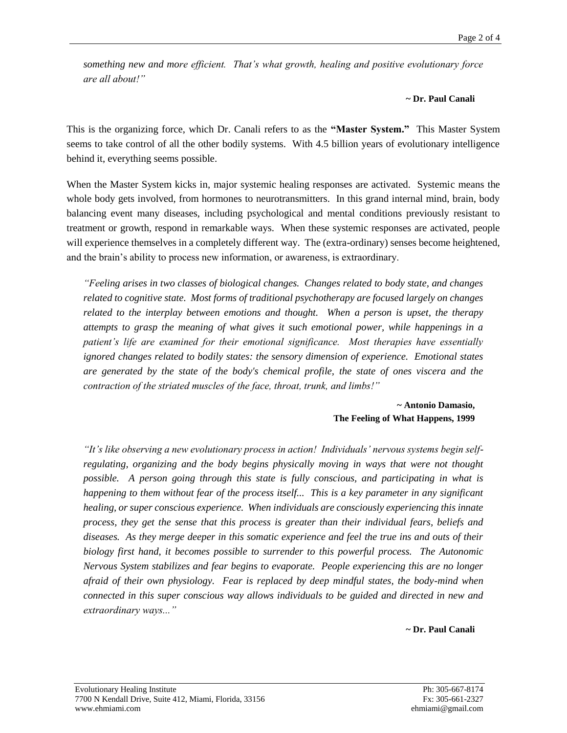*something new and more efficient. That's what growth, healing and positive evolutionary force are all about!"*

**~ Dr. Paul Canali**

This is the organizing force, which Dr. Canali refers to as the **"Master System."** This Master System seems to take control of all the other bodily systems. With 4.5 billion years of evolutionary intelligence behind it, everything seems possible.

When the Master System kicks in, major systemic healing responses are activated. Systemic means the whole body gets involved, from hormones to neurotransmitters. In this grand internal mind, brain, body balancing event many diseases, including psychological and mental conditions previously resistant to treatment or growth, respond in remarkable ways. When these systemic responses are activated, people will experience themselves in a completely different way. The (extra-ordinary) senses become heightened, and the brain's ability to process new information, or awareness, is extraordinary.

*"Feeling arises in two classes of biological changes. Changes related to body state, and changes related to cognitive state. Most forms of traditional psychotherapy are focused largely on changes related to the interplay between emotions and thought. When a person is upset, the therapy attempts to grasp the meaning of what gives it such emotional power, while happenings in a patient's life are examined for their emotional significance. Most therapies have essentially ignored changes related to bodily states: the sensory dimension of experience. Emotional states are generated by the state of the body's chemical profile, the state of ones viscera and the contraction of the striated muscles of the face, throat, trunk, and limbs!"*

**~ Antonio Damasio,**
**The Feeling of What Happens, 1999**

*"It's like observing a new evolutionary process in action! Individuals' nervous systems begin self-regulating, organizing and the body begins physically moving in ways that were not thought possible. A person going through this state is fully conscious, and participating in what is happening to them without fear of the process itself... This is a key parameter in any significant healing, or super conscious experience. When individuals are consciously experiencing this innate process, they get the sense that this process is greater than their individual fears, beliefs and diseases. As they merge deeper in this somatic experience and feel the true ins and outs of their biology first hand, it becomes possible to surrender to this powerful process. The Autonomic Nervous System stabilizes and fear begins to evaporate. People experiencing this are no longer afraid of their own physiology. Fear is replaced by deep mindful states, the body-mind when connected in this super conscious way allows individuals to be guided and directed in new and extraordinary ways..."*

**~ Dr. Paul Canali**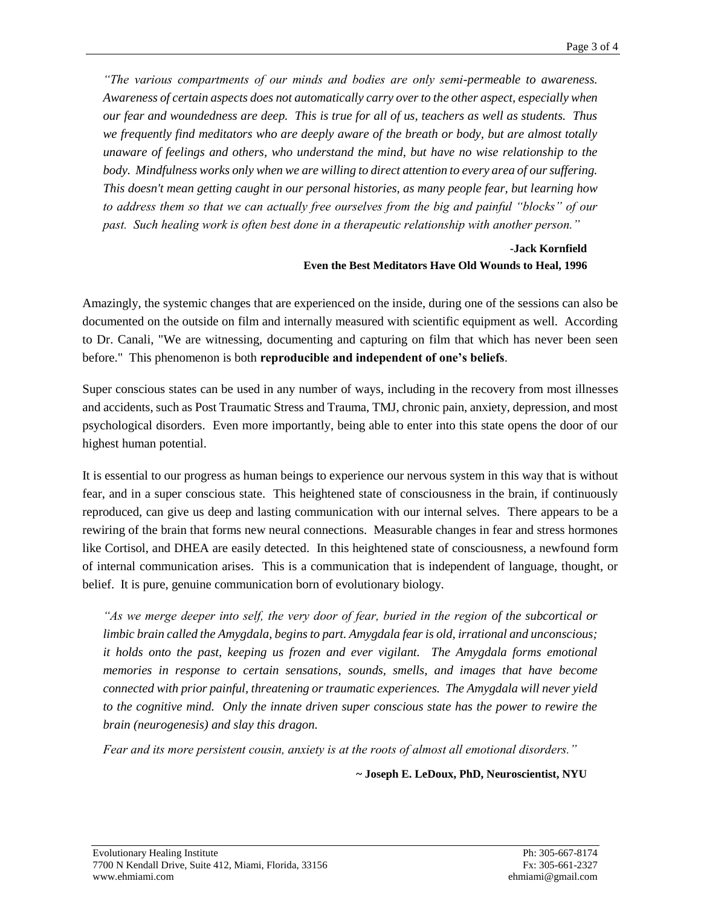*"The various compartments of our minds and bodies are only semi-permeable to awareness. Awareness of certain aspects does not automatically carry over to the other aspect, especially when our fear and woundedness are deep. This is true for all of us, teachers as well as students. Thus we frequently find meditators who are deeply aware of the breath or body, but are almost totally unaware of feelings and others, who understand the mind, but have no wise relationship to the body. Mindfulness works only when we are willing to direct attention to every area of our suffering. This doesn't mean getting caught in our personal histories, as many people fear, but learning how to address them so that we can actually free ourselves from the big and painful "blocks" of our past. Such healing work is often best done in a therapeutic relationship with another person."*

**-Jack Kornfield**
**Even the Best Meditators Have Old Wounds to Heal, 1996**

Amazingly, the systemic changes that are experienced on the inside, during one of the sessions can also be documented on the outside on film and internally measured with scientific equipment as well. According to Dr. Canali, "We are witnessing, documenting and capturing on film that which has never been seen before." This phenomenon is both **reproducible and independent of one's beliefs**.

Super conscious states can be used in any number of ways, including in the recovery from most illnesses and accidents, such as Post Traumatic Stress and Trauma, TMJ, chronic pain, anxiety, depression, and most psychological disorders. Even more importantly, being able to enter into this state opens the door of our highest human potential.

It is essential to our progress as human beings to experience our nervous system in this way that is without fear, and in a super conscious state. This heightened state of consciousness in the brain, if continuously reproduced, can give us deep and lasting communication with our internal selves. There appears to be a rewiring of the brain that forms new neural connections. Measurable changes in fear and stress hormones like Cortisol, and DHEA are easily detected. In this heightened state of consciousness, a newfound form of internal communication arises. This is a communication that is independent of language, thought, or belief. It is pure, genuine communication born of evolutionary biology.

*"As we merge deeper into self, the very door of fear, buried in the region of the subcortical or limbic brain called the Amygdala, begins to part. Amygdala fear is old, irrational and unconscious; it holds onto the past, keeping us frozen and ever vigilant. The Amygdala forms emotional memories in response to certain sensations, sounds, smells, and images that have become connected with prior painful, threatening or traumatic experiences. The Amygdala will never yield to the cognitive mind. Only the innate driven super conscious state has the power to rewire the brain (neurogenesis) and slay this dragon.*

*Fear and its more persistent cousin, anxiety is at the roots of almost all emotional disorders."*

**~ Joseph E. LeDoux, PhD, Neuroscientist, NYU**

Evolutionary Healing Institute
7700 N Kendall Drive, Suite 412, Miami, Florida, 33156
www.ehmiami.com

Ph: 305-667-8174
Fx: 305-661-2327
ehmiami@gmail.com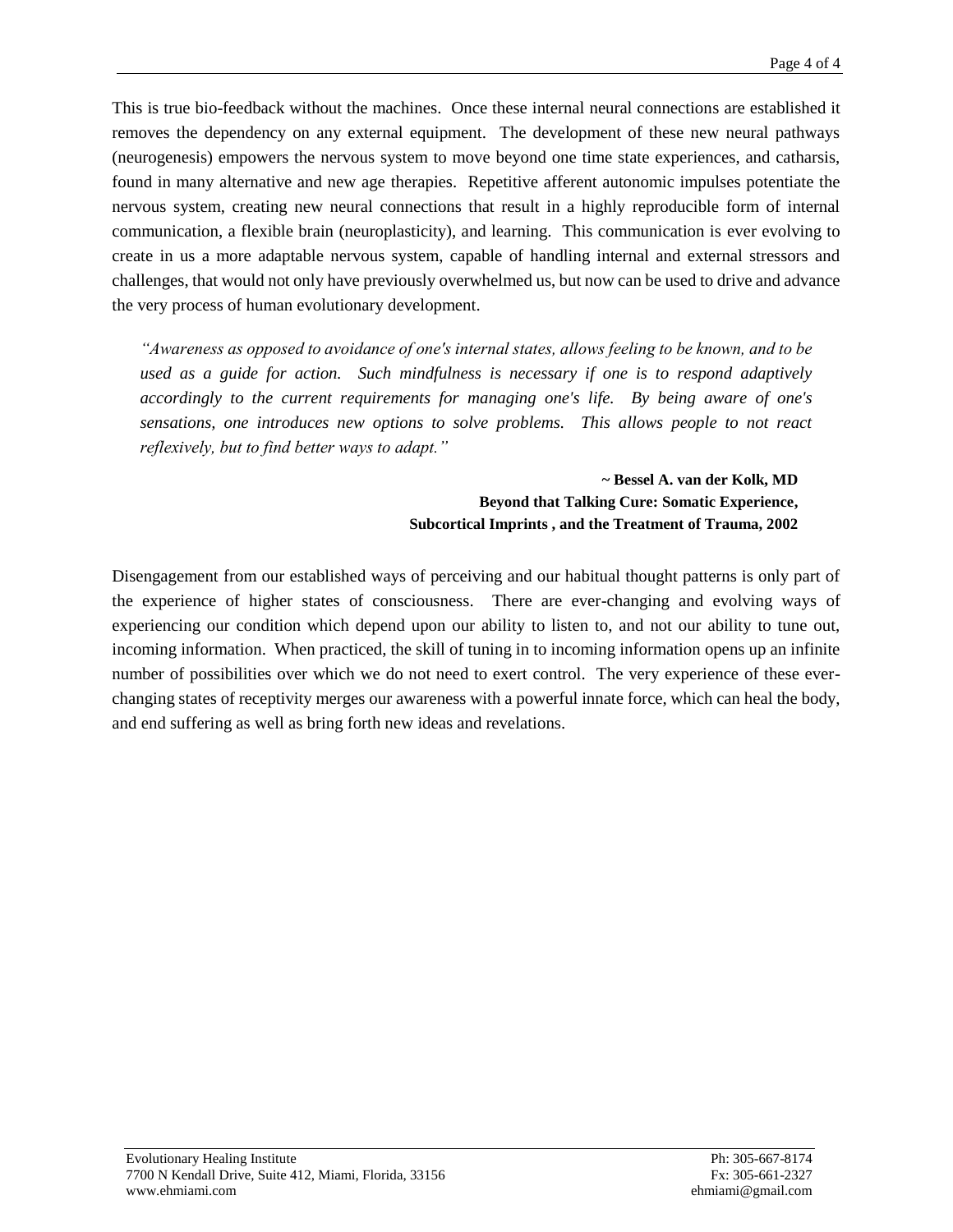This is true bio-feedback without the machines. Once these internal neural connections are established it removes the dependency on any external equipment. The development of these new neural pathways (neurogenesis) empowers the nervous system to move beyond one time state experiences, and catharsis, found in many alternative and new age therapies. Repetitive afferent autonomic impulses potentiate the nervous system, creating new neural connections that result in a highly reproducible form of internal communication, a flexible brain (neuroplasticity), and learning. This communication is ever evolving to create in us a more adaptable nervous system, capable of handling internal and external stressors and challenges, that would not only have previously overwhelmed us, but now can be used to drive and advance the very process of human evolutionary development.

> *"Awareness as opposed to avoidance of one's internal states, allows feeling to be known, and to be used as a guide for action. Such mindfulness is necessary if one is to respond adaptively accordingly to the current requirements for managing one's life. By being aware of one's sensations, one introduces new options to solve problems. This allows people to not react reflexively, but to find better ways to adapt."*
>
> **~ Bessel A. van der Kolk, MD**
> **Beyond that Talking Cure: Somatic Experience, Subcortical Imprints , and the Treatment of Trauma, 2002**

Disengagement from our established ways of perceiving and our habitual thought patterns is only part of the experience of higher states of consciousness. There are ever-changing and evolving ways of experiencing our condition which depend upon our ability to listen to, and not our ability to tune out, incoming information. When practiced, the skill of tuning in to incoming information opens up an infinite number of possibilities over which we do not need to exert control. The very experience of these ever-changing states of receptivity merges our awareness with a powerful innate force, which can heal the body, and end suffering as well as bring forth new ideas and revelations.